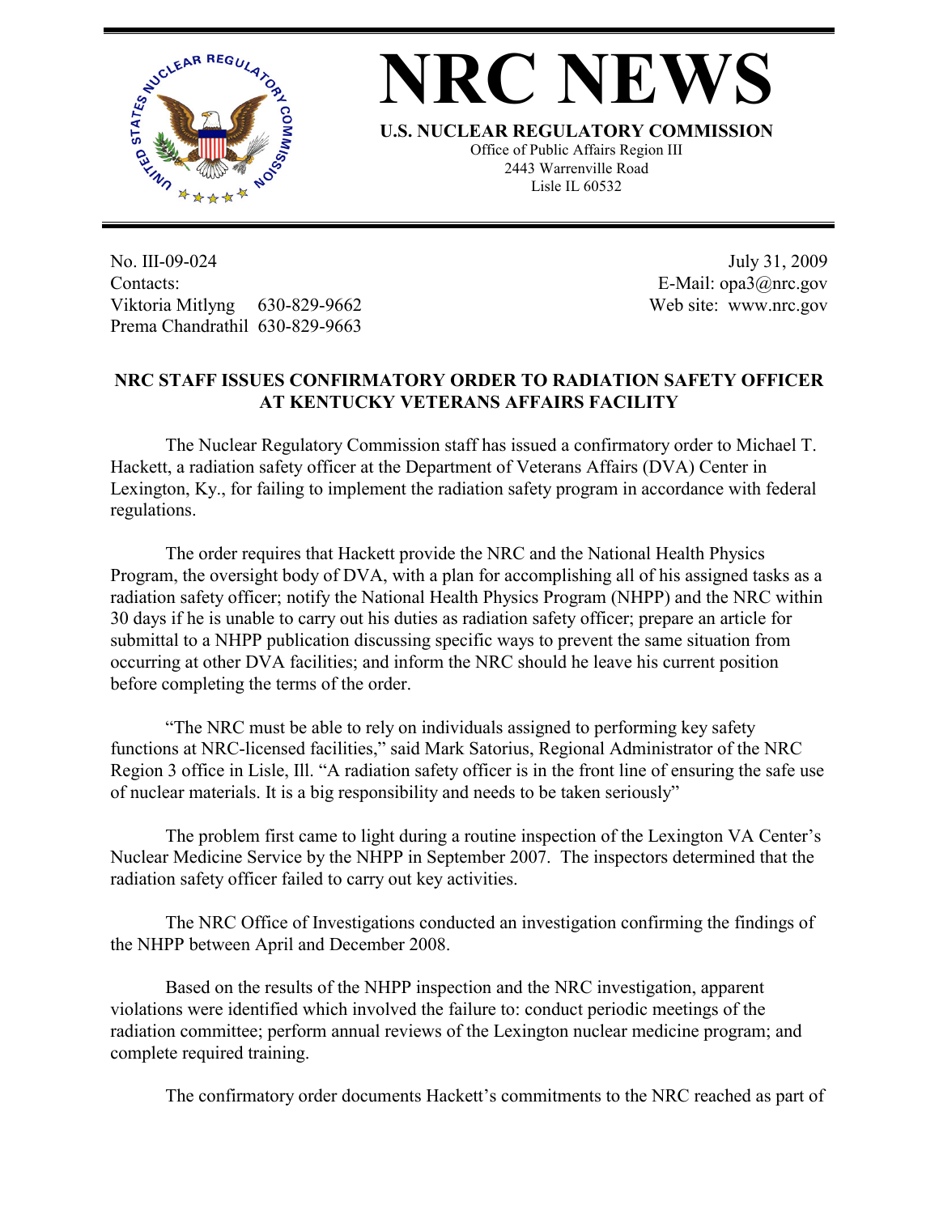# NRC NEWS

**U.S. NUCLEAR REGULATORY COMMISSION**

Office of Public Affairs Region III
2443 Warrenville Road
Lisle IL 60532

No. III-09-024
Contacts:
Viktoria Mitlyng 630-829-9662
Prema Chandrathil 630-829-9663

July 31, 2009
E-Mail: opa3@nrc.gov
Web site: www.nrc.gov

## NRC STAFF ISSUES CONFIRMATORY ORDER TO RADIATION SAFETY OFFICER AT KENTUCKY VETERANS AFFAIRS FACILITY

The Nuclear Regulatory Commission staff has issued a confirmatory order to Michael T. Hackett, a radiation safety officer at the Department of Veterans Affairs (DVA) Center in Lexington, Ky., for failing to implement the radiation safety program in accordance with federal regulations.

The order requires that Hackett provide the NRC and the National Health Physics Program, the oversight body of DVA, with a plan for accomplishing all of his assigned tasks as a radiation safety officer; notify the National Health Physics Program (NHPP) and the NRC within 30 days if he is unable to carry out his duties as radiation safety officer; prepare an article for submittal to a NHPP publication discussing specific ways to prevent the same situation from occurring at other DVA facilities; and inform the NRC should he leave his current position before completing the terms of the order.

"The NRC must be able to rely on individuals assigned to performing key safety functions at NRC-licensed facilities," said Mark Satorius, Regional Administrator of the NRC Region 3 office in Lisle, Ill. "A radiation safety officer is in the front line of ensuring the safe use of nuclear materials. It is a big responsibility and needs to be taken seriously"

The problem first came to light during a routine inspection of the Lexington VA Center's Nuclear Medicine Service by the NHPP in September 2007. The inspectors determined that the radiation safety officer failed to carry out key activities.

The NRC Office of Investigations conducted an investigation confirming the findings of the NHPP between April and December 2008.

Based on the results of the NHPP inspection and the NRC investigation, apparent violations were identified which involved the failure to: conduct periodic meetings of the radiation committee; perform annual reviews of the Lexington nuclear medicine program; and complete required training.

The confirmatory order documents Hackett's commitments to the NRC reached as part of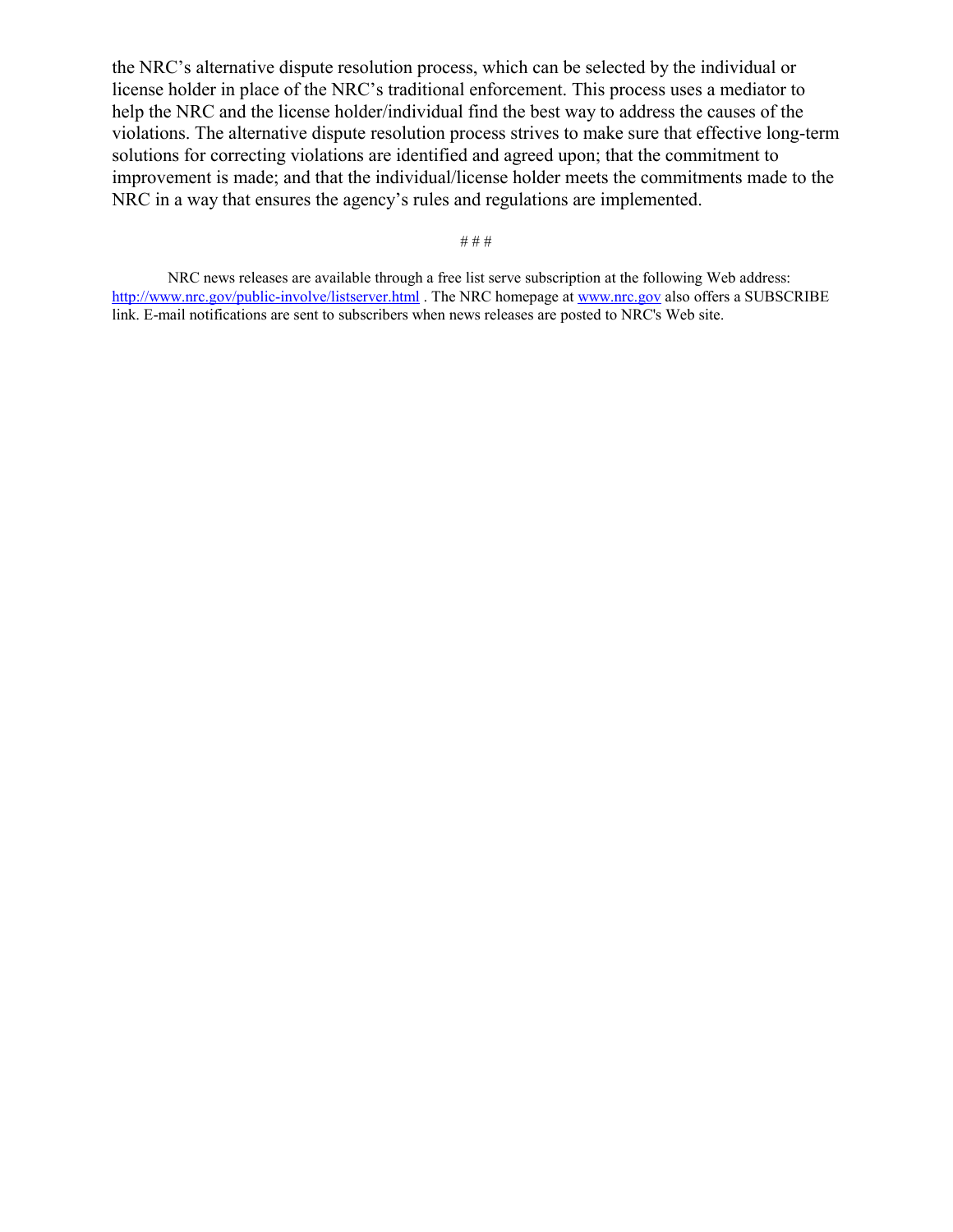the NRC's alternative dispute resolution process, which can be selected by the individual or license holder in place of the NRC's traditional enforcement. This process uses a mediator to help the NRC and the license holder/individual find the best way to address the causes of the violations. The alternative dispute resolution process strives to make sure that effective long-term solutions for correcting violations are identified and agreed upon; that the commitment to improvement is made; and that the individual/license holder meets the commitments made to the NRC in a way that ensures the agency's rules and regulations are implemented.

# # #

NRC news releases are available through a free list serve subscription at the following Web address: http://www.nrc.gov/public-involve/listserver.html . The NRC homepage at www.nrc.gov also offers a SUBSCRIBE link. E-mail notifications are sent to subscribers when news releases are posted to NRC's Web site.